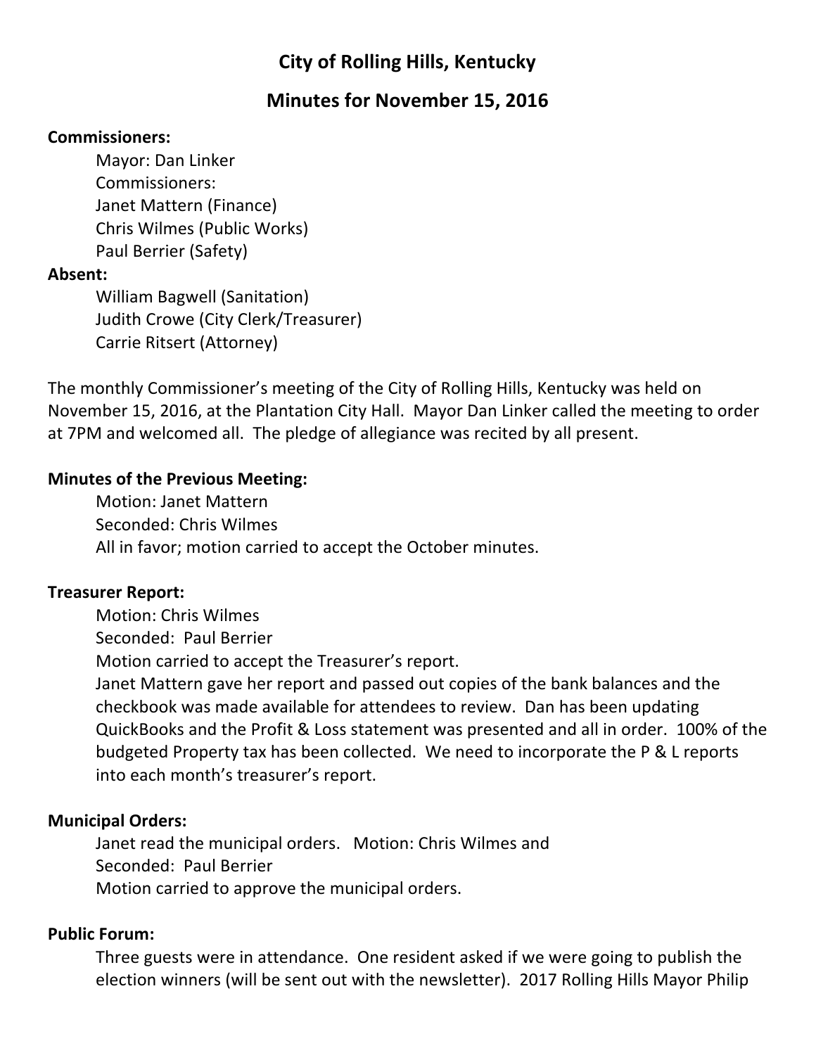# City of Rolling Hills, Kentucky

## Minutes for November 15, 2016

**Commissioners:**

Mayor: Dan Linker
Commissioners:
Janet Mattern (Finance)
Chris Wilmes (Public Works)
Paul Berrier (Safety)

**Absent:**

William Bagwell (Sanitation)
Judith Crowe (City Clerk/Treasurer)
Carrie Ritsert (Attorney)

The monthly Commissioner's meeting of the City of Rolling Hills, Kentucky was held on November 15, 2016, at the Plantation City Hall. Mayor Dan Linker called the meeting to order at 7PM and welcomed all. The pledge of allegiance was recited by all present.

**Minutes of the Previous Meeting:**

Motion: Janet Mattern
Seconded: Chris Wilmes
All in favor; motion carried to accept the October minutes.

**Treasurer Report:**

Motion: Chris Wilmes
Seconded: Paul Berrier
Motion carried to accept the Treasurer's report.
Janet Mattern gave her report and passed out copies of the bank balances and the checkbook was made available for attendees to review. Dan has been updating QuickBooks and the Profit & Loss statement was presented and all in order. 100% of the budgeted Property tax has been collected. We need to incorporate the P & L reports into each month's treasurer's report.

**Municipal Orders:**

Janet read the municipal orders. Motion: Chris Wilmes and
Seconded: Paul Berrier
Motion carried to approve the municipal orders.

**Public Forum:**

Three guests were in attendance. One resident asked if we were going to publish the election winners (will be sent out with the newsletter). 2017 Rolling Hills Mayor Philip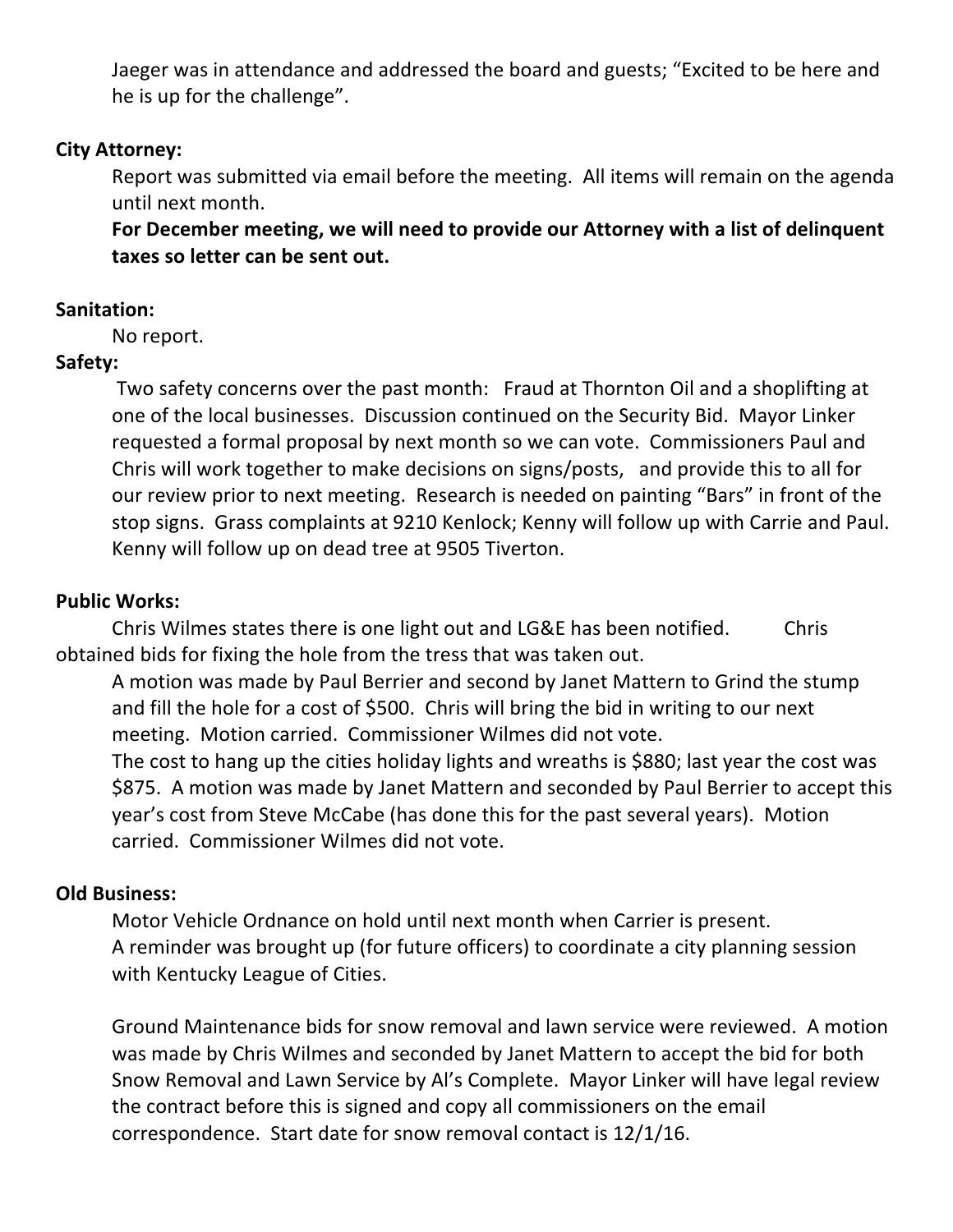Jaeger was in attendance and addressed the board and guests; "Excited to be here and he is up for the challenge".

**City Attorney:**

Report was submitted via email before the meeting. All items will remain on the agenda until next month.

**For December meeting, we will need to provide our Attorney with a list of delinquent taxes so letter can be sent out.**

**Sanitation:**

No report.

**Safety:**

Two safety concerns over the past month: Fraud at Thornton Oil and a shoplifting at one of the local businesses. Discussion continued on the Security Bid. Mayor Linker requested a formal proposal by next month so we can vote. Commissioners Paul and Chris will work together to make decisions on signs/posts, and provide this to all for our review prior to next meeting. Research is needed on painting "Bars" in front of the stop signs. Grass complaints at 9210 Kenlock; Kenny will follow up with Carrie and Paul. Kenny will follow up on dead tree at 9505 Tiverton.

**Public Works:**

Chris Wilmes states there is one light out and LG&E has been notified. Chris obtained bids for fixing the hole from the tress that was taken out.

A motion was made by Paul Berrier and second by Janet Mattern to Grind the stump and fill the hole for a cost of $500. Chris will bring the bid in writing to our next meeting. Motion carried. Commissioner Wilmes did not vote.

The cost to hang up the cities holiday lights and wreaths is $880; last year the cost was $875. A motion was made by Janet Mattern and seconded by Paul Berrier to accept this year's cost from Steve McCabe (has done this for the past several years). Motion carried. Commissioner Wilmes did not vote.

**Old Business:**

Motor Vehicle Ordnance on hold until next month when Carrier is present.

A reminder was brought up (for future officers) to coordinate a city planning session with Kentucky League of Cities.

Ground Maintenance bids for snow removal and lawn service were reviewed. A motion was made by Chris Wilmes and seconded by Janet Mattern to accept the bid for both Snow Removal and Lawn Service by Al's Complete. Mayor Linker will have legal review the contract before this is signed and copy all commissioners on the email correspondence. Start date for snow removal contact is 12/1/16.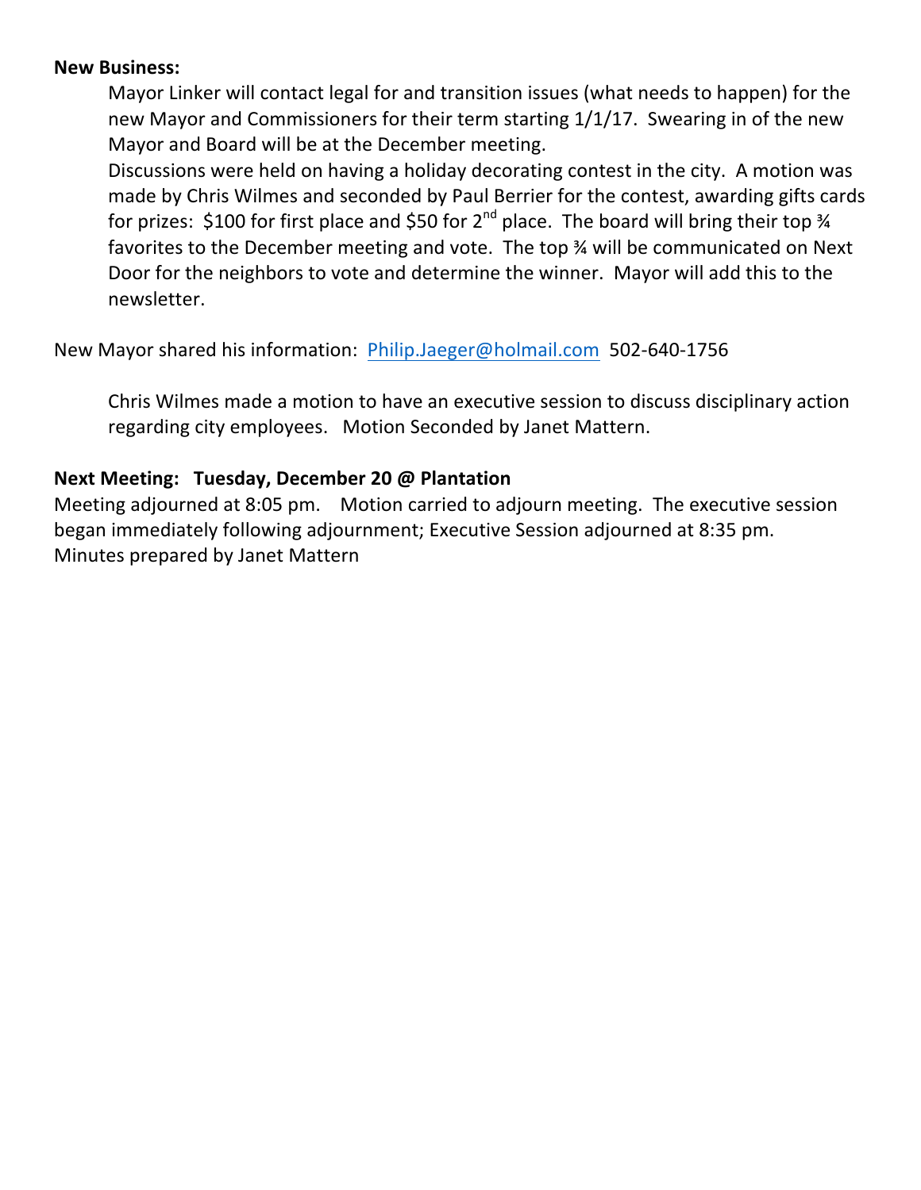**New Business:**

Mayor Linker will contact legal for and transition issues (what needs to happen) for the new Mayor and Commissioners for their term starting 1/1/17. Swearing in of the new Mayor and Board will be at the December meeting.

Discussions were held on having a holiday decorating contest in the city. A motion was made by Chris Wilmes and seconded by Paul Berrier for the contest, awarding gifts cards for prizes: $100 for first place and $50 for 2nd place. The board will bring their top ¾ favorites to the December meeting and vote. The top ¾ will be communicated on Next Door for the neighbors to vote and determine the winner. Mayor will add this to the newsletter.

New Mayor shared his information: Philip.Jaeger@holmail.com 502-640-1756

Chris Wilmes made a motion to have an executive session to discuss disciplinary action regarding city employees. Motion Seconded by Janet Mattern.

**Next Meeting: Tuesday, December 20 @ Plantation**

Meeting adjourned at 8:05 pm. Motion carried to adjourn meeting. The executive session began immediately following adjournment; Executive Session adjourned at 8:35 pm.

Minutes prepared by Janet Mattern